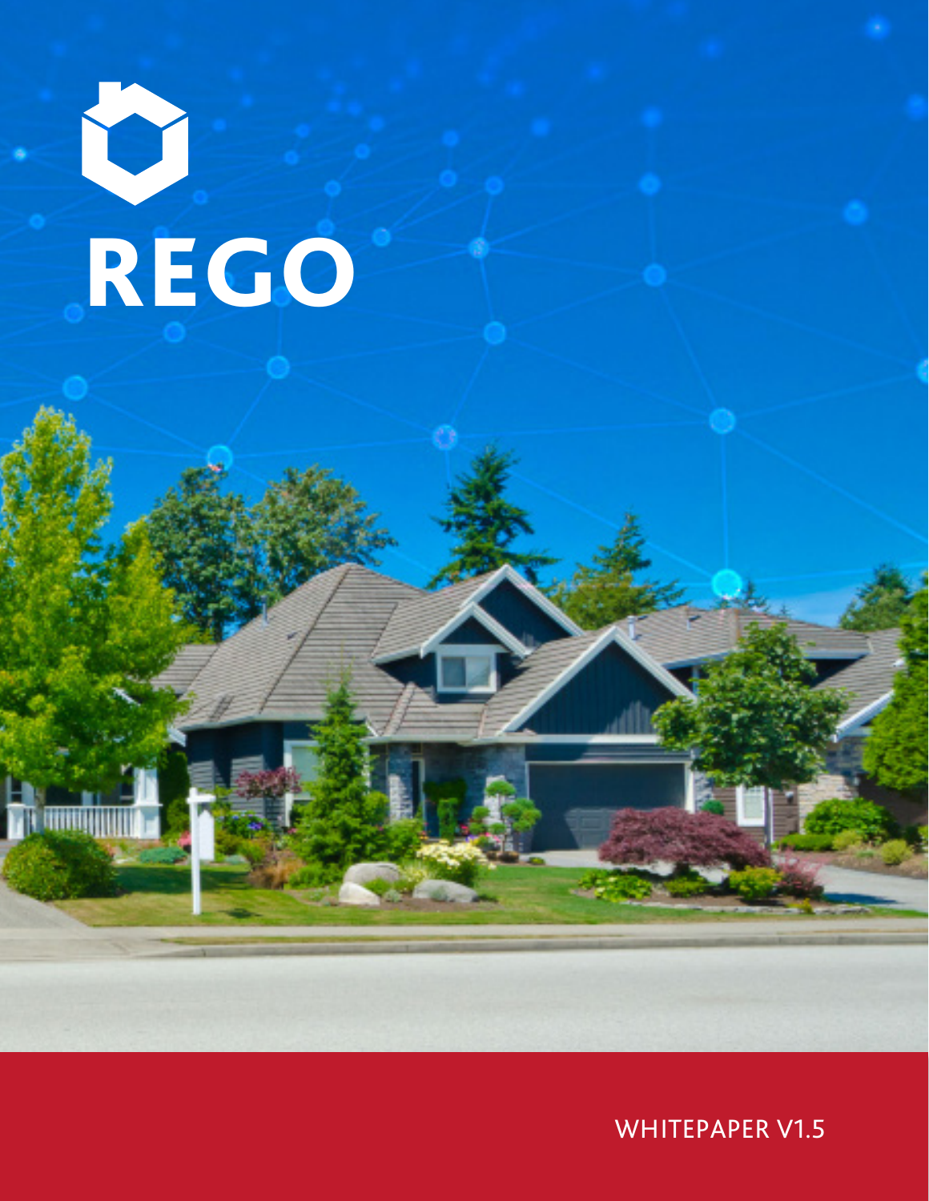# REGO

WHITEPAPER V1.5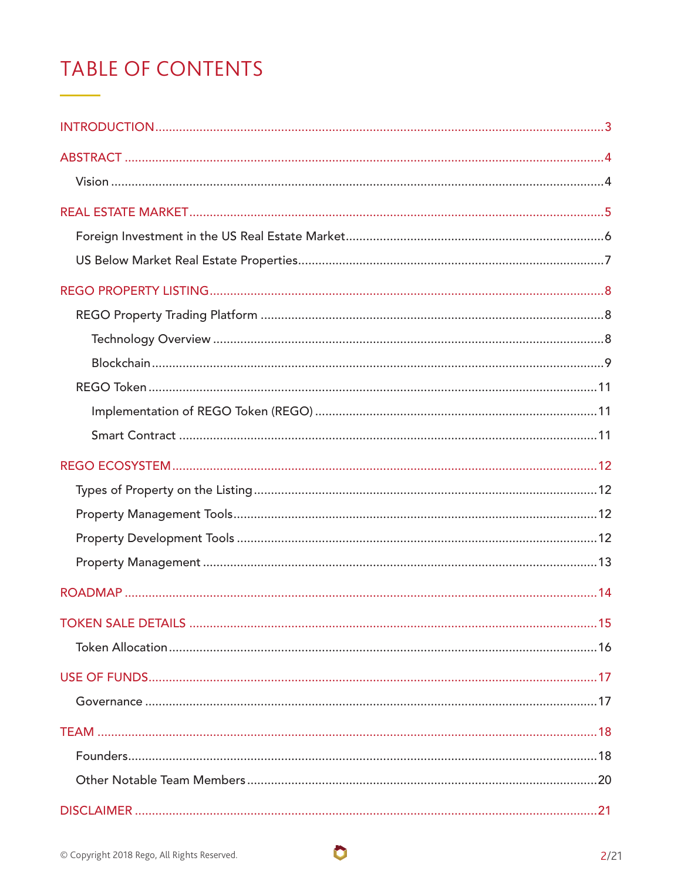# TABLE OF CONTENTS

- INTRODUCTION ..... 3
- ABSTRACT ..... 4
  - Vision ..... 4
- REAL ESTATE MARKET ..... 5
  - Foreign Investment in the US Real Estate Market ..... 6
  - US Below Market Real Estate Properties ..... 7
- REGO PROPERTY LISTING ..... 8
  - REGO Property Trading Platform ..... 8
    - Technology Overview ..... 8
    - Blockchain ..... 9
  - REGO Token ..... 11
    - Implementation of REGO Token (REGO) ..... 11
    - Smart Contract ..... 11
- REGO ECOSYSTEM ..... 12
  - Types of Property on the Listing ..... 12
  - Property Management Tools ..... 12
  - Property Development Tools ..... 12
  - Property Management ..... 13
- ROADMAP ..... 14
- TOKEN SALE DETAILS ..... 15
  - Token Allocation ..... 16
- USE OF FUNDS ..... 17
  - Governance ..... 17
- TEAM ..... 18
  - Founders ..... 18
  - Other Notable Team Members ..... 20
- DISCLAIMER ..... 21

© Copyright 2018 Rego, All Rights Reserved.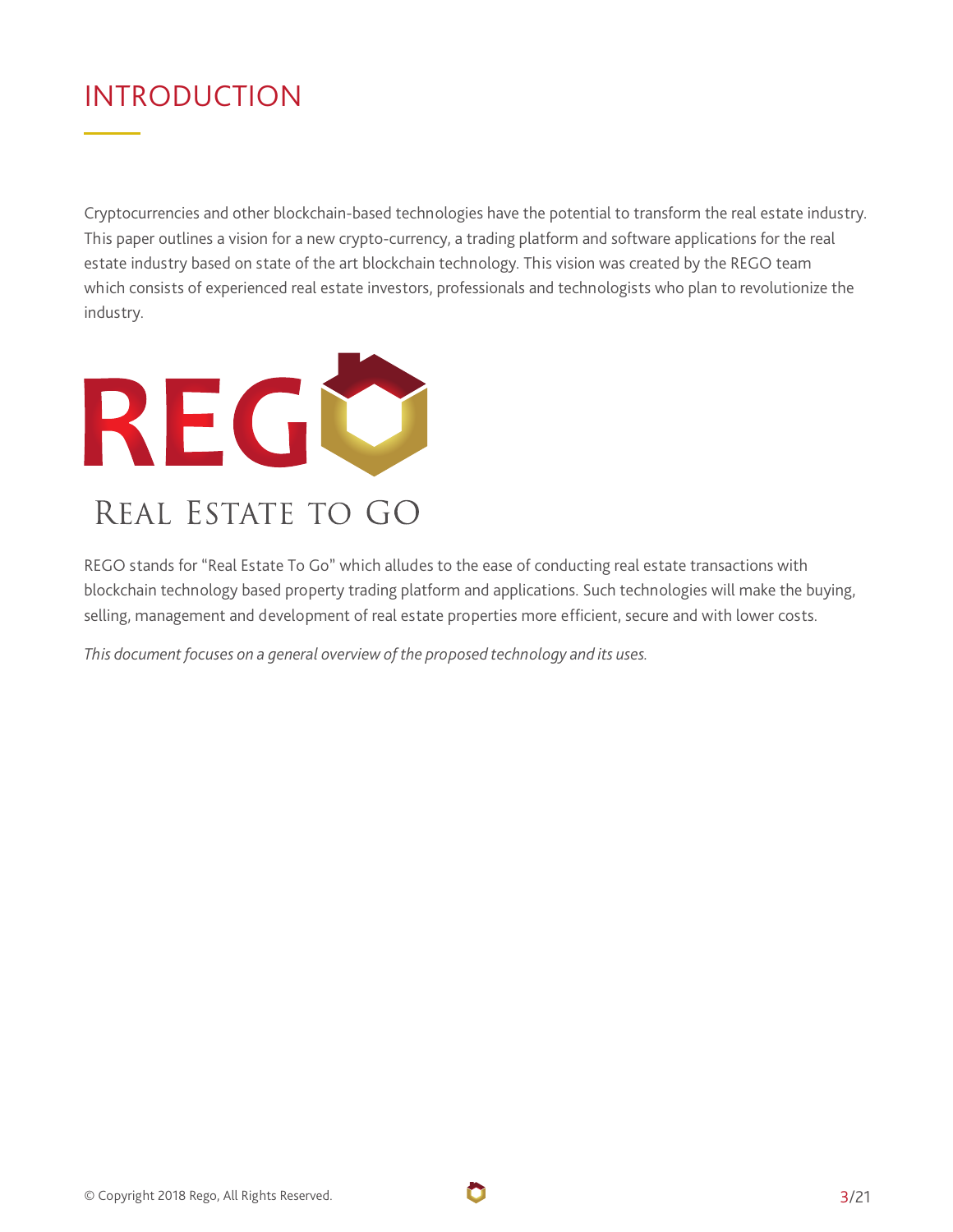# INTRODUCTION

Cryptocurrencies and other blockchain-based technologies have the potential to transform the real estate industry. This paper outlines a vision for a new crypto-currency, a trading platform and software applications for the real estate industry based on state of the art blockchain technology. This vision was created by the REGO team which consists of experienced real estate investors, professionals and technologists who plan to revolutionize the industry.

REGO

REAL ESTATE TO GO

REGO stands for "Real Estate To Go" which alludes to the ease of conducting real estate transactions with blockchain technology based property trading platform and applications. Such technologies will make the buying, selling, management and development of real estate properties more efficient, secure and with lower costs.

*This document focuses on a general overview of the proposed technology and its uses.*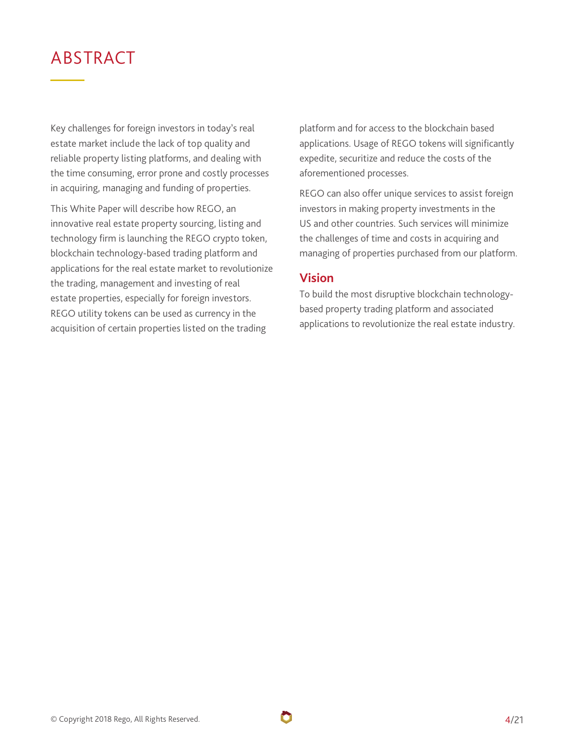# ABSTRACT

Key challenges for foreign investors in today's real estate market include the lack of top quality and reliable property listing platforms, and dealing with the time consuming, error prone and costly processes in acquiring, managing and funding of properties.

This White Paper will describe how REGO, an innovative real estate property sourcing, listing and technology firm is launching the REGO crypto token, blockchain technology-based trading platform and applications for the real estate market to revolutionize the trading, management and investing of real estate properties, especially for foreign investors. REGO utility tokens can be used as currency in the acquisition of certain properties listed on the trading platform and for access to the blockchain based applications. Usage of REGO tokens will significantly expedite, securitize and reduce the costs of the aforementioned processes.

REGO can also offer unique services to assist foreign investors in making property investments in the US and other countries. Such services will minimize the challenges of time and costs in acquiring and managing of properties purchased from our platform.

## Vision

To build the most disruptive blockchain technology-based property trading platform and associated applications to revolutionize the real estate industry.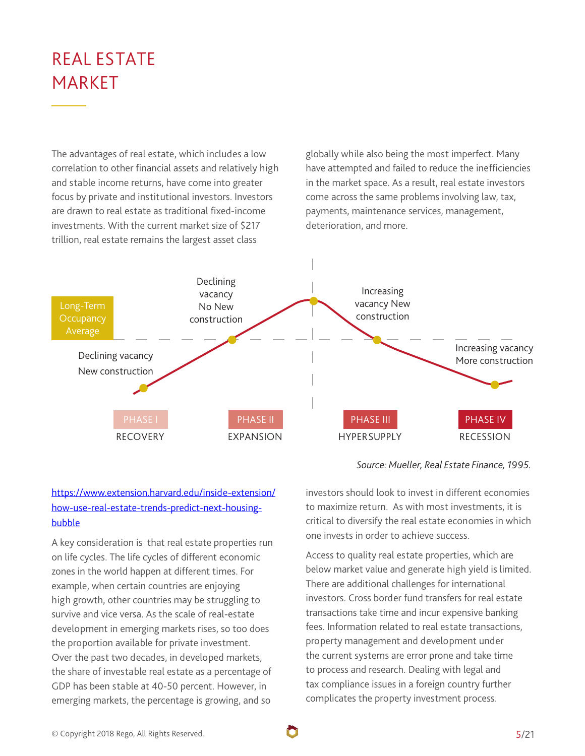# REAL ESTATE MARKET

The advantages of real estate, which includes a low correlation to other financial assets and relatively high and stable income returns, have come into greater focus by private and institutional investors. Investors are drawn to real estate as traditional fixed-income investments. With the current market size of $217 trillion, real estate remains the largest asset class globally while also being the most imperfect. Many have attempted and failed to reduce the inefficiencies in the market space. As a result, real estate investors come across the same problems involving law, tax, payments, maintenance services, management, deterioration, and more.

Long-Term Occupancy Average

Declining vacancy New construction

Declining vacancy No New construction

Increasing vacancy New construction

Increasing vacancy More construction

PHASE I RECOVERY

PHASE II EXPANSION

PHASE III HYPERSUPPLY

PHASE IV RECESSION

*Source: Mueller, Real Estate Finance, 1995.*

[https://www.extension.harvard.edu/inside-extension/how-use-real-estate-trends-predict-next-housing-bubble](https://www.extension.harvard.edu/inside-extension/how-use-real-estate-trends-predict-next-housing-bubble)

A key consideration is that real estate properties run on life cycles. The life cycles of different economic zones in the world happen at different times. For example, when certain countries are enjoying high growth, other countries may be struggling to survive and vice versa. As the scale of real-estate development in emerging markets rises, so too does the proportion available for private investment. Over the past two decades, in developed markets, the share of investable real estate as a percentage of GDP has been stable at 40-50 percent. However, in emerging markets, the percentage is growing, and so investors should look to invest in different economies to maximize return. As with most investments, it is critical to diversify the real estate economies in which one invests in order to achieve success.

Access to quality real estate properties, which are below market value and generate high yield is limited. There are additional challenges for international investors. Cross border fund transfers for real estate transactions take time and incur expensive banking fees. Information related to real estate transactions, property management and development under the current systems are error prone and take time to process and research. Dealing with legal and tax compliance issues in a foreign country further complicates the property investment process.

© Copyright 2018 Rego, All Rights Reserved.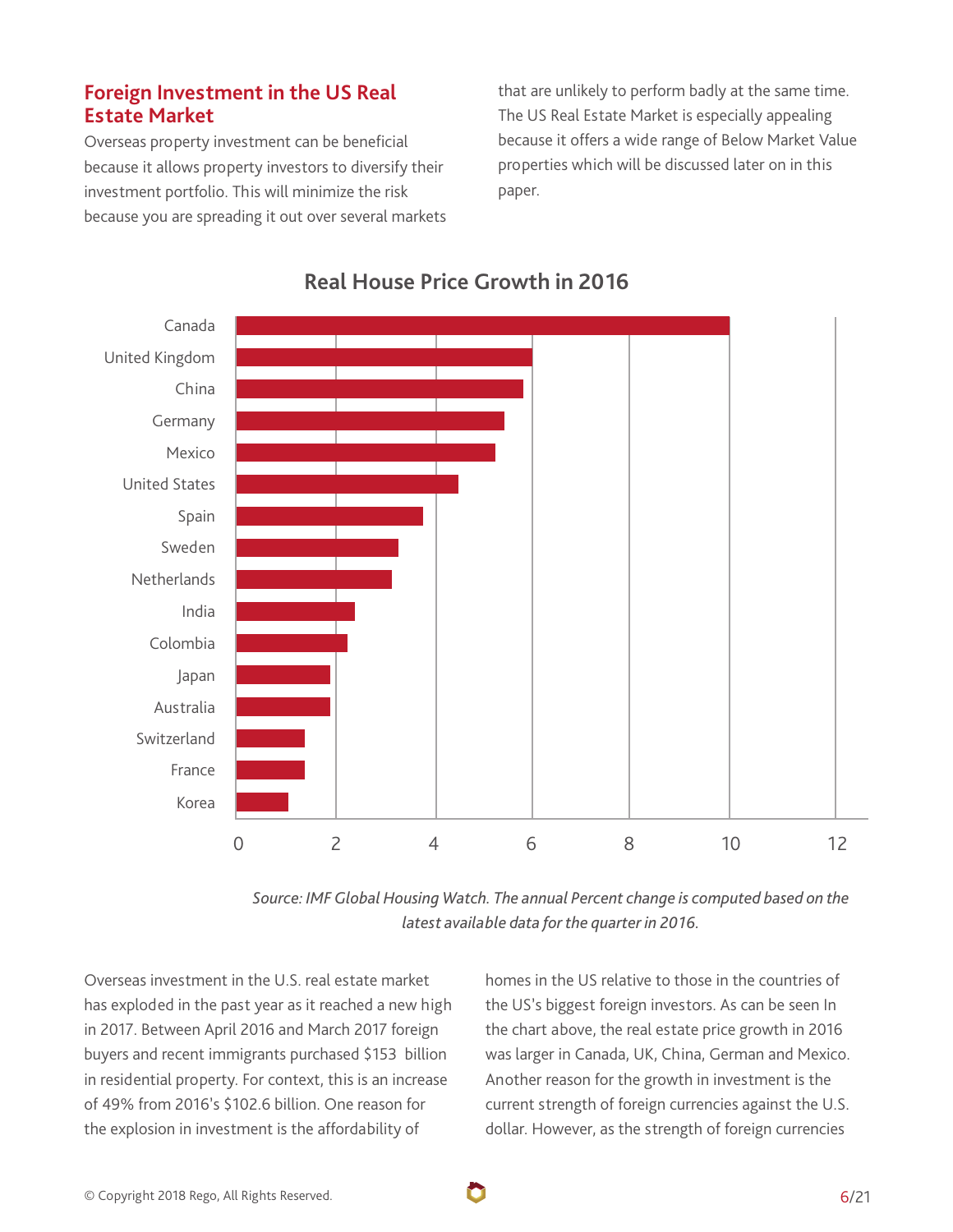## Foreign Investment in the US Real Estate Market

Overseas property investment can be beneficial because it allows property investors to diversify their investment portfolio. This will minimize the risk because you are spreading it out over several markets that are unlikely to perform badly at the same time. The US Real Estate Market is especially appealing because it offers a wide range of Below Market Value properties which will be discussed later on in this paper.

**Real House Price Growth in 2016**

| Country | Real House Price Growth (%) |
|---|---|
| Canada | ~10 |
| United Kingdom | ~6 |
| China | ~5.8 |
| Germany | ~5.4 |
| Mexico | ~5.2 |
| United States | ~4.5 |
| Spain | ~3.8 |
| Sweden | ~3.3 |
| Netherlands | ~3.1 |
| India | ~2.4 |
| Colombia | ~2.2 |
| Japan | ~1.9 |
| Australia | ~1.9 |
| Switzerland | ~1.4 |
| France | ~1.4 |
| Korea | ~1.0 |

*Source: IMF Global Housing Watch. The annual Percent change is computed based on the latest available data for the quarter in 2016.*

Overseas investment in the U.S. real estate market has exploded in the past year as it reached a new high in 2017. Between April 2016 and March 2017 foreign buyers and recent immigrants purchased $153 billion in residential property. For context, this is an increase of 49% from 2016's $102.6 billion. One reason for the explosion in investment is the affordability of homes in the US relative to those in the countries of the US's biggest foreign investors. As can be seen In the chart above, the real estate price growth in 2016 was larger in Canada, UK, China, German and Mexico. Another reason for the growth in investment is the current strength of foreign currencies against the U.S. dollar. However, as the strength of foreign currencies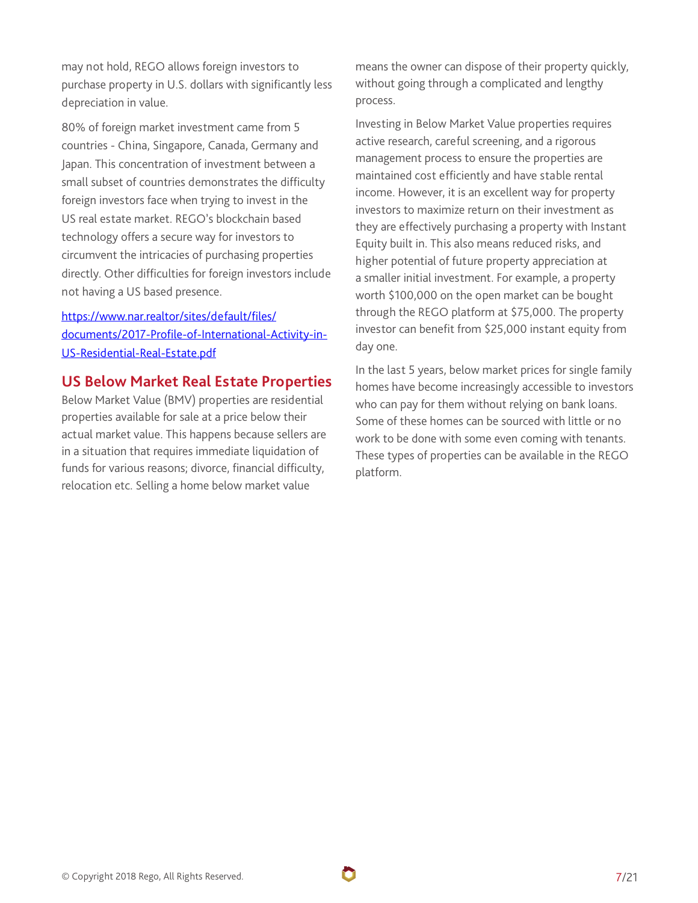may not hold, REGO allows foreign investors to purchase property in U.S. dollars with significantly less depreciation in value.

80% of foreign market investment came from 5 countries - China, Singapore, Canada, Germany and Japan. This concentration of investment between a small subset of countries demonstrates the difficulty foreign investors face when trying to invest in the US real estate market. REGO's blockchain based technology offers a secure way for investors to circumvent the intricacies of purchasing properties directly. Other difficulties for foreign investors include not having a US based presence.

[https://www.nar.realtor/sites/default/files/documents/2017-Profile-of-International-Activity-in-US-Residential-Real-Estate.pdf](https://www.nar.realtor/sites/default/files/documents/2017-Profile-of-International-Activity-in-US-Residential-Real-Estate.pdf)

## US Below Market Real Estate Properties

Below Market Value (BMV) properties are residential properties available for sale at a price below their actual market value. This happens because sellers are in a situation that requires immediate liquidation of funds for various reasons; divorce, financial difficulty, relocation etc. Selling a home below market value means the owner can dispose of their property quickly, without going through a complicated and lengthy process.

Investing in Below Market Value properties requires active research, careful screening, and a rigorous management process to ensure the properties are maintained cost efficiently and have stable rental income. However, it is an excellent way for property investors to maximize return on their investment as they are effectively purchasing a property with Instant Equity built in. This also means reduced risks, and higher potential of future property appreciation at a smaller initial investment. For example, a property worth $100,000 on the open market can be bought through the REGO platform at $75,000. The property investor can benefit from $25,000 instant equity from day one.

In the last 5 years, below market prices for single family homes have become increasingly accessible to investors who can pay for them without relying on bank loans. Some of these homes can be sourced with little or no work to be done with some even coming with tenants. These types of properties can be available in the REGO platform.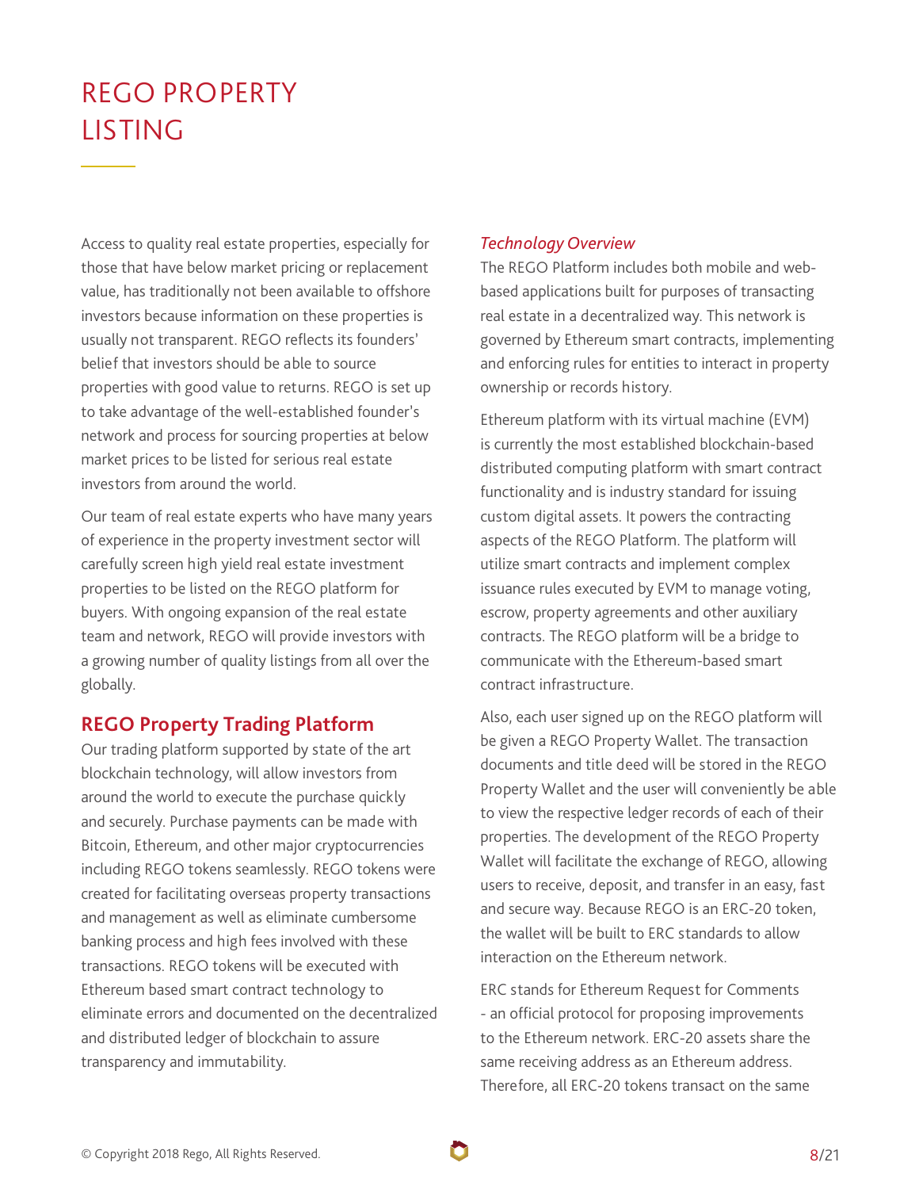# REGO PROPERTY LISTING

Access to quality real estate properties, especially for those that have below market pricing or replacement value, has traditionally not been available to offshore investors because information on these properties is usually not transparent. REGO reflects its founders' belief that investors should be able to source properties with good value to returns. REGO is set up to take advantage of the well-established founder's network and process for sourcing properties at below market prices to be listed for serious real estate investors from around the world.

Our team of real estate experts who have many years of experience in the property investment sector will carefully screen high yield real estate investment properties to be listed on the REGO platform for buyers. With ongoing expansion of the real estate team and network, REGO will provide investors with a growing number of quality listings from all over the globally.

## REGO Property Trading Platform

Our trading platform supported by state of the art blockchain technology, will allow investors from around the world to execute the purchase quickly and securely. Purchase payments can be made with Bitcoin, Ethereum, and other major cryptocurrencies including REGO tokens seamlessly. REGO tokens were created for facilitating overseas property transactions and management as well as eliminate cumbersome banking process and high fees involved with these transactions. REGO tokens will be executed with Ethereum based smart contract technology to eliminate errors and documented on the decentralized and distributed ledger of blockchain to assure transparency and immutability.

### *Technology Overview*

The REGO Platform includes both mobile and web-based applications built for purposes of transacting real estate in a decentralized way. This network is governed by Ethereum smart contracts, implementing and enforcing rules for entities to interact in property ownership or records history.

Ethereum platform with its virtual machine (EVM) is currently the most established blockchain-based distributed computing platform with smart contract functionality and is industry standard for issuing custom digital assets. It powers the contracting aspects of the REGO Platform. The platform will utilize smart contracts and implement complex issuance rules executed by EVM to manage voting, escrow, property agreements and other auxiliary contracts. The REGO platform will be a bridge to communicate with the Ethereum-based smart contract infrastructure.

Also, each user signed up on the REGO platform will be given a REGO Property Wallet. The transaction documents and title deed will be stored in the REGO Property Wallet and the user will conveniently be able to view the respective ledger records of each of their properties. The development of the REGO Property Wallet will facilitate the exchange of REGO, allowing users to receive, deposit, and transfer in an easy, fast and secure way. Because REGO is an ERC-20 token, the wallet will be built to ERC standards to allow interaction on the Ethereum network.

ERC stands for Ethereum Request for Comments - an official protocol for proposing improvements to the Ethereum network. ERC-20 assets share the same receiving address as an Ethereum address. Therefore, all ERC-20 tokens transact on the same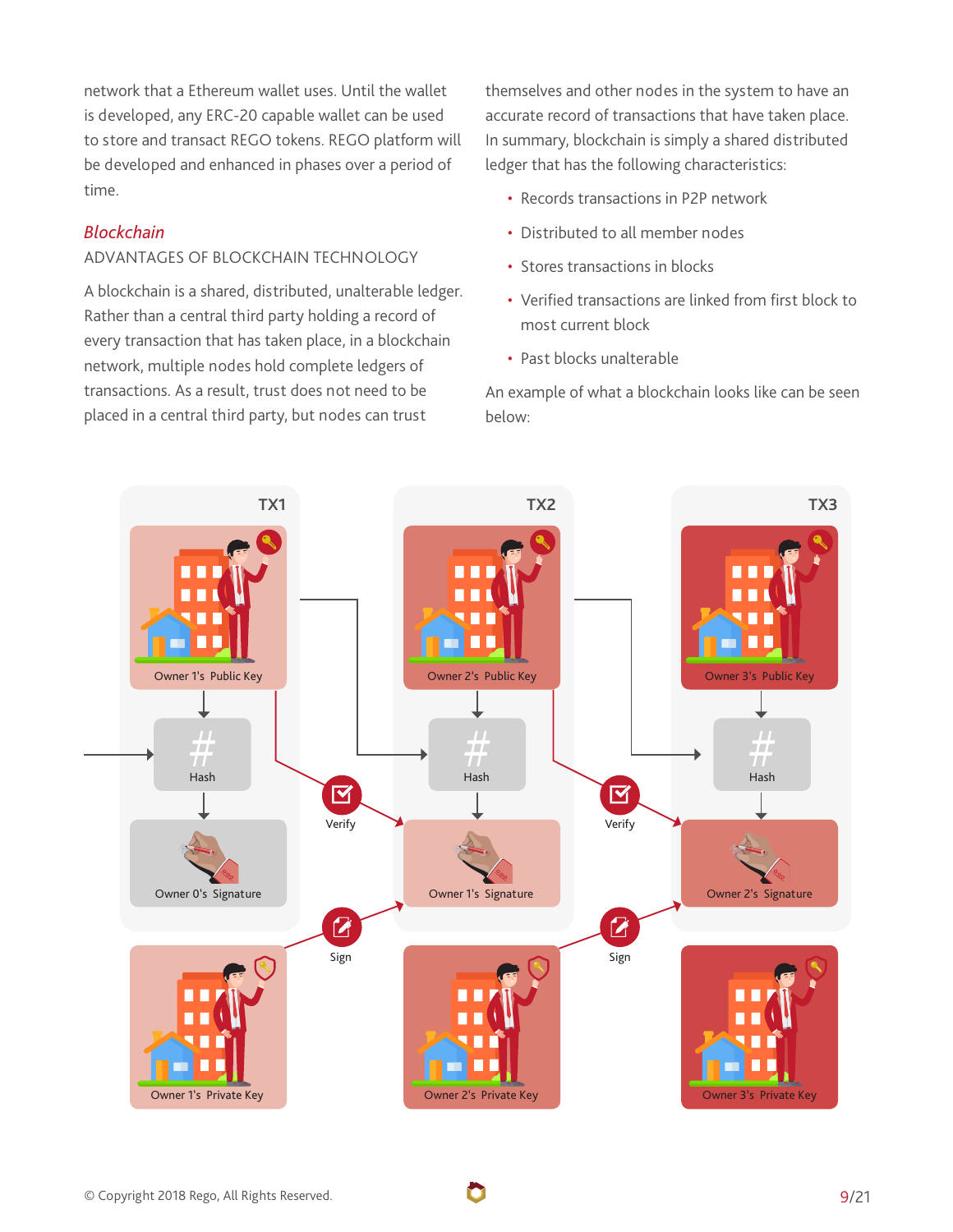network that a Ethereum wallet uses. Until the wallet is developed, any ERC-20 capable wallet can be used to store and transact REGO tokens. REGO platform will be developed and enhanced in phases over a period of time.

## *Blockchain*

### ADVANTAGES OF BLOCKCHAIN TECHNOLOGY

A blockchain is a shared, distributed, unalterable ledger. Rather than a central third party holding a record of every transaction that has taken place, in a blockchain network, multiple nodes hold complete ledgers of transactions. As a result, trust does not need to be placed in a central third party, but nodes can trust themselves and other nodes in the system to have an accurate record of transactions that have taken place. In summary, blockchain is simply a shared distributed ledger that has the following characteristics:

- Records transactions in P2P network
- Distributed to all member nodes
- Stores transactions in blocks
- Verified transactions are linked from first block to most current block
- Past blocks unalterable

An example of what a blockchain looks like can be seen below:

TX1 | TX2 | TX3

Owner 1's Public Key | Owner 2's Public Key | Owner 3's Public Key

Hash | Hash | Hash

Verify | Verify

Owner 0's Signature | Owner 1's Signature | Owner 2's Signature

Sign | Sign

Owner 1's Private Key | Owner 2's Private Key | Owner 3's Private Key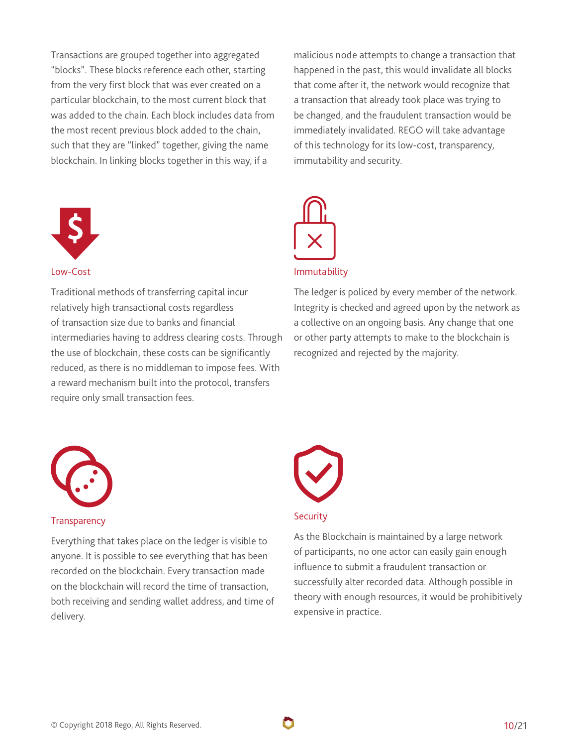Transactions are grouped together into aggregated "blocks". These blocks reference each other, starting from the very first block that was ever created on a particular blockchain, to the most current block that was added to the chain. Each block includes data from the most recent previous block added to the chain, such that they are "linked" together, giving the name blockchain. In linking blocks together in this way, if a malicious node attempts to change a transaction that happened in the past, this would invalidate all blocks that come after it, the network would recognize that a transaction that already took place was trying to be changed, and the fraudulent transaction would be immediately invalidated. REGO will take advantage of this technology for its low-cost, transparency, immutability and security.

### Low-Cost

Traditional methods of transferring capital incur relatively high transactional costs regardless of transaction size due to banks and financial intermediaries having to address clearing costs. Through the use of blockchain, these costs can be significantly reduced, as there is no middleman to impose fees. With a reward mechanism built into the protocol, transfers require only small transaction fees.

### Immutability

The ledger is policed by every member of the network. Integrity is checked and agreed upon by the network as a collective on an ongoing basis. Any change that one or other party attempts to make to the blockchain is recognized and rejected by the majority.

### Transparency

Everything that takes place on the ledger is visible to anyone. It is possible to see everything that has been recorded on the blockchain. Every transaction made on the blockchain will record the time of transaction, both receiving and sending wallet address, and time of delivery.

### Security

As the Blockchain is maintained by a large network of participants, no one actor can easily gain enough influence to submit a fraudulent transaction or successfully alter recorded data. Although possible in theory with enough resources, it would be prohibitively expensive in practice.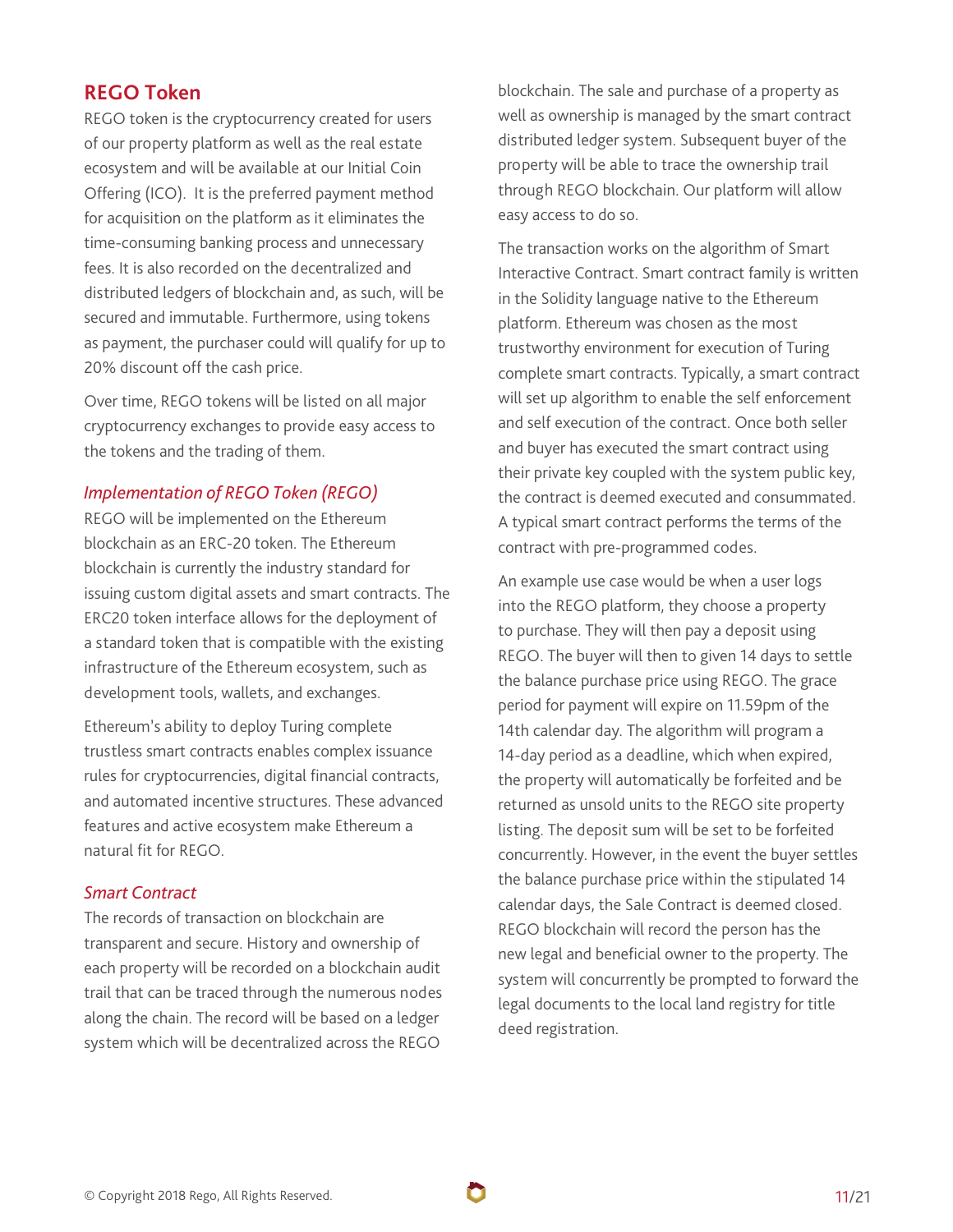## REGO Token

REGO token is the cryptocurrency created for users of our property platform as well as the real estate ecosystem and will be available at our Initial Coin Offering (ICO). It is the preferred payment method for acquisition on the platform as it eliminates the time-consuming banking process and unnecessary fees. It is also recorded on the decentralized and distributed ledgers of blockchain and, as such, will be secured and immutable. Furthermore, using tokens as payment, the purchaser could will qualify for up to 20% discount off the cash price.

Over time, REGO tokens will be listed on all major cryptocurrency exchanges to provide easy access to the tokens and the trading of them.

### *Implementation of REGO Token (REGO)*

REGO will be implemented on the Ethereum blockchain as an ERC-20 token. The Ethereum blockchain is currently the industry standard for issuing custom digital assets and smart contracts. The ERC20 token interface allows for the deployment of a standard token that is compatible with the existing infrastructure of the Ethereum ecosystem, such as development tools, wallets, and exchanges.

Ethereum's ability to deploy Turing complete trustless smart contracts enables complex issuance rules for cryptocurrencies, digital financial contracts, and automated incentive structures. These advanced features and active ecosystem make Ethereum a natural fit for REGO.

### *Smart Contract*

The records of transaction on blockchain are transparent and secure. History and ownership of each property will be recorded on a blockchain audit trail that can be traced through the numerous nodes along the chain. The record will be based on a ledger system which will be decentralized across the REGO blockchain. The sale and purchase of a property as well as ownership is managed by the smart contract distributed ledger system. Subsequent buyer of the property will be able to trace the ownership trail through REGO blockchain. Our platform will allow easy access to do so.

The transaction works on the algorithm of Smart Interactive Contract. Smart contract family is written in the Solidity language native to the Ethereum platform. Ethereum was chosen as the most trustworthy environment for execution of Turing complete smart contracts. Typically, a smart contract will set up algorithm to enable the self enforcement and self execution of the contract. Once both seller and buyer has executed the smart contract using their private key coupled with the system public key, the contract is deemed executed and consummated. A typical smart contract performs the terms of the contract with pre-programmed codes.

An example use case would be when a user logs into the REGO platform, they choose a property to purchase. They will then pay a deposit using REGO. The buyer will then to given 14 days to settle the balance purchase price using REGO. The grace period for payment will expire on 11.59pm of the 14th calendar day. The algorithm will program a 14-day period as a deadline, which when expired, the property will automatically be forfeited and be returned as unsold units to the REGO site property listing. The deposit sum will be set to be forfeited concurrently. However, in the event the buyer settles the balance purchase price within the stipulated 14 calendar days, the Sale Contract is deemed closed. REGO blockchain will record the person has the new legal and beneficial owner to the property. The system will concurrently be prompted to forward the legal documents to the local land registry for title deed registration.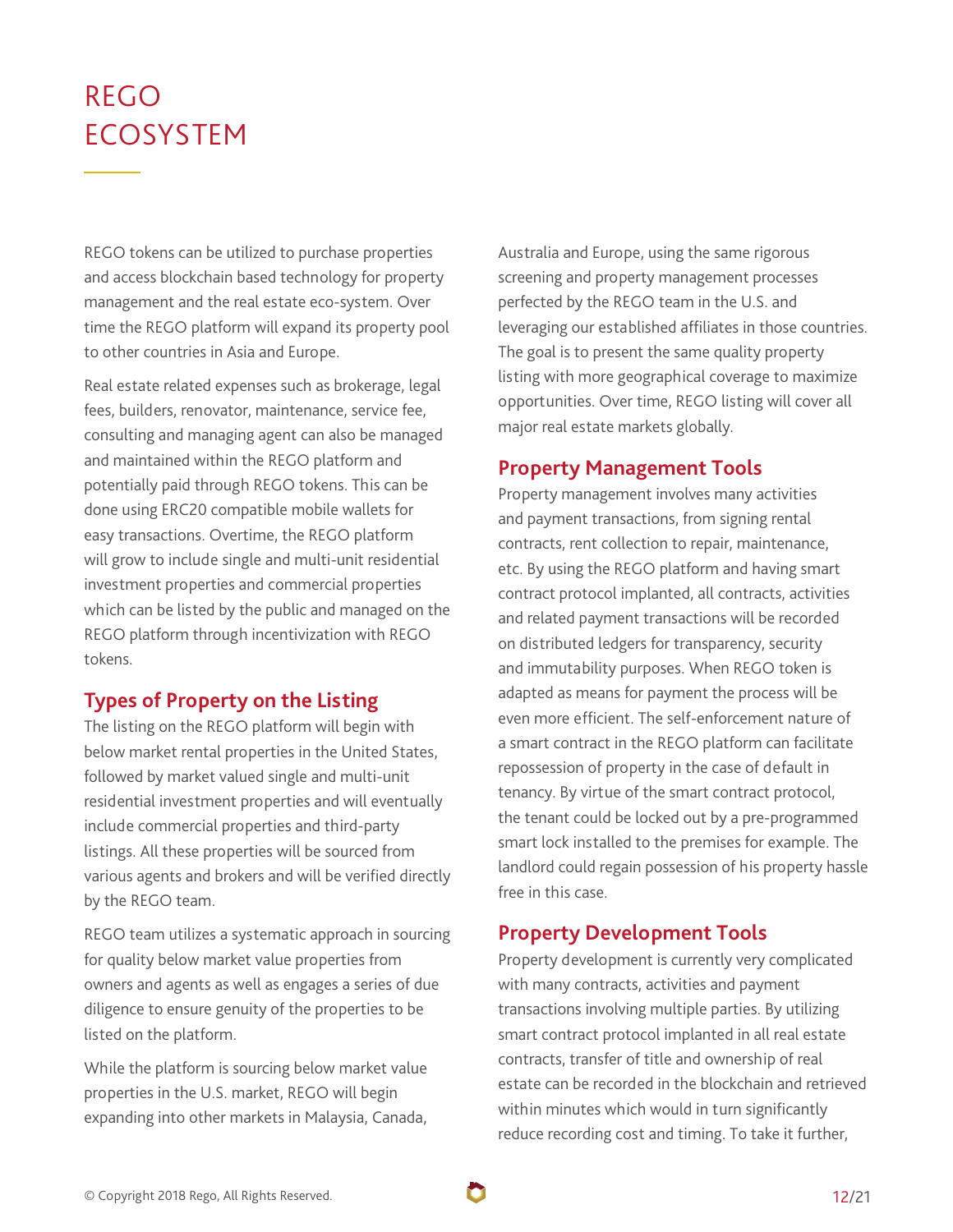# REGO ECOSYSTEM

REGO tokens can be utilized to purchase properties and access blockchain based technology for property management and the real estate eco-system. Over time the REGO platform will expand its property pool to other countries in Asia and Europe.

Real estate related expenses such as brokerage, legal fees, builders, renovator, maintenance, service fee, consulting and managing agent can also be managed and maintained within the REGO platform and potentially paid through REGO tokens. This can be done using ERC20 compatible mobile wallets for easy transactions. Overtime, the REGO platform will grow to include single and multi-unit residential investment properties and commercial properties which can be listed by the public and managed on the REGO platform through incentivization with REGO tokens.

## Types of Property on the Listing

The listing on the REGO platform will begin with below market rental properties in the United States, followed by market valued single and multi-unit residential investment properties and will eventually include commercial properties and third-party listings. All these properties will be sourced from various agents and brokers and will be verified directly by the REGO team.

REGO team utilizes a systematic approach in sourcing for quality below market value properties from owners and agents as well as engages a series of due diligence to ensure genuity of the properties to be listed on the platform.

While the platform is sourcing below market value properties in the U.S. market, REGO will begin expanding into other markets in Malaysia, Canada, Australia and Europe, using the same rigorous screening and property management processes perfected by the REGO team in the U.S. and leveraging our established affiliates in those countries. The goal is to present the same quality property listing with more geographical coverage to maximize opportunities. Over time, REGO listing will cover all major real estate markets globally.

## Property Management Tools

Property management involves many activities and payment transactions, from signing rental contracts, rent collection to repair, maintenance, etc. By using the REGO platform and having smart contract protocol implanted, all contracts, activities and related payment transactions will be recorded on distributed ledgers for transparency, security and immutability purposes. When REGO token is adapted as means for payment the process will be even more efficient. The self-enforcement nature of a smart contract in the REGO platform can facilitate repossession of property in the case of default in tenancy. By virtue of the smart contract protocol, the tenant could be locked out by a pre-programmed smart lock installed to the premises for example. The landlord could regain possession of his property hassle free in this case.

## Property Development Tools

Property development is currently very complicated with many contracts, activities and payment transactions involving multiple parties. By utilizing smart contract protocol implanted in all real estate contracts, transfer of title and ownership of real estate can be recorded in the blockchain and retrieved within minutes which would in turn significantly reduce recording cost and timing. To take it further,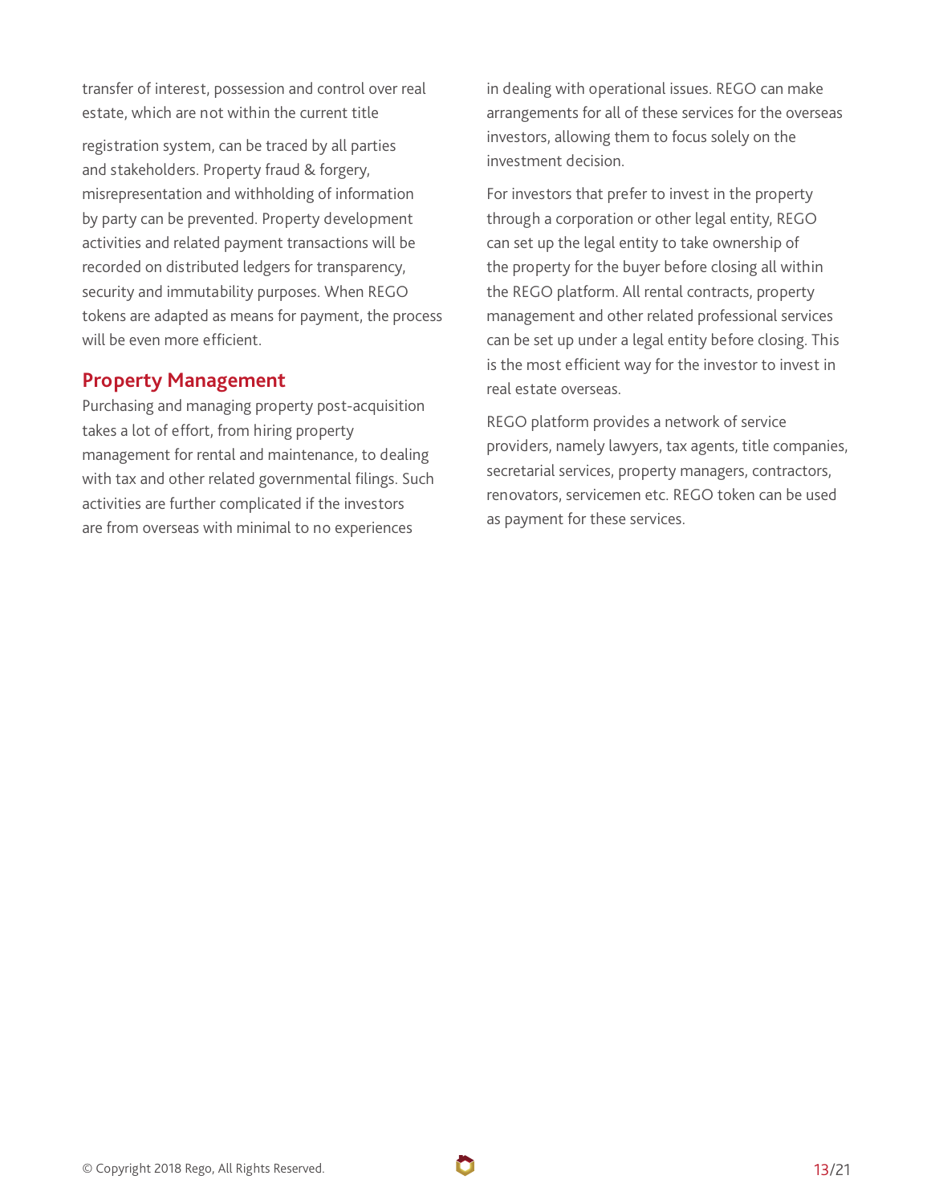transfer of interest, possession and control over real estate, which are not within the current title

registration system, can be traced by all parties and stakeholders. Property fraud & forgery, misrepresentation and withholding of information by party can be prevented. Property development activities and related payment transactions will be recorded on distributed ledgers for transparency, security and immutability purposes. When REGO tokens are adapted as means for payment, the process will be even more efficient.

## Property Management

Purchasing and managing property post-acquisition takes a lot of effort, from hiring property management for rental and maintenance, to dealing with tax and other related governmental filings. Such activities are further complicated if the investors are from overseas with minimal to no experiences in dealing with operational issues. REGO can make arrangements for all of these services for the overseas investors, allowing them to focus solely on the investment decision.

For investors that prefer to invest in the property through a corporation or other legal entity, REGO can set up the legal entity to take ownership of the property for the buyer before closing all within the REGO platform. All rental contracts, property management and other related professional services can be set up under a legal entity before closing. This is the most efficient way for the investor to invest in real estate overseas.

REGO platform provides a network of service providers, namely lawyers, tax agents, title companies, secretarial services, property managers, contractors, renovators, servicemen etc. REGO token can be used as payment for these services.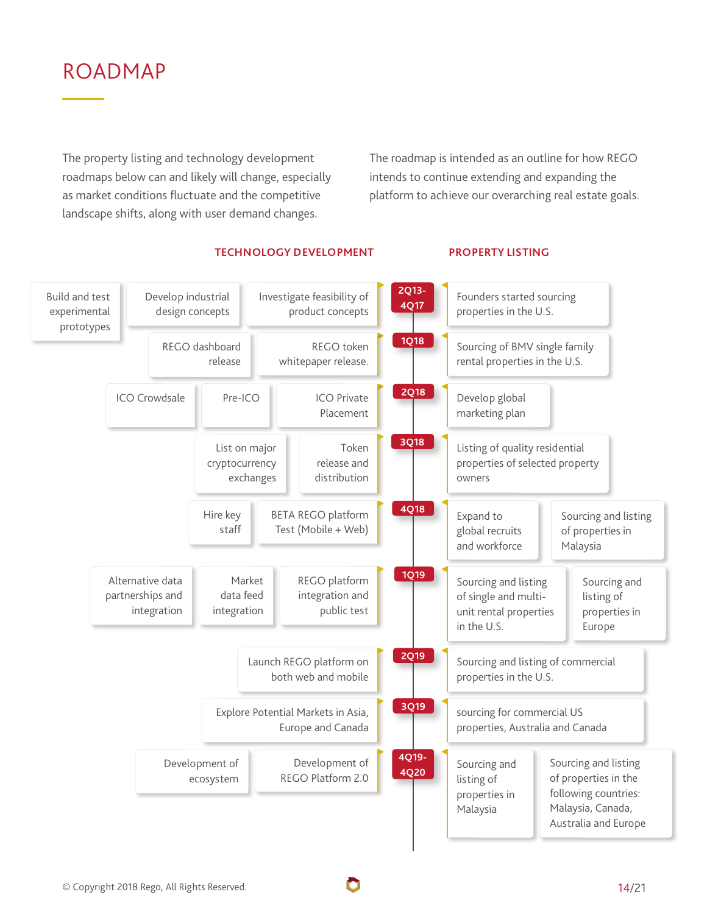# ROADMAP

The property listing and technology development roadmaps below can and likely will change, especially as market conditions fluctuate and the competitive landscape shifts, along with user demand changes.

The roadmap is intended as an outline for how REGO intends to continue extending and expanding the platform to achieve our overarching real estate goals.

| TECHNOLOGY DEVELOPMENT | Period | PROPERTY LISTING |
|---|---|---|
| Build and test experimental prototypes; Develop industrial design concepts; Investigate feasibility of product concepts | 2Q13-4Q17 | Founders started sourcing properties in the U.S. |
| REGO dashboard release; REGO token whitepaper release. | 1Q18 | Sourcing of BMV single family rental properties in the U.S. |
| ICO Crowdsale; Pre-ICO; ICO Private Placement | 2Q18 | Develop global marketing plan |
| List on major cryptocurrency exchanges; Token release and distribution | 3Q18 | Listing of quality residential properties of selected property owners |
| Hire key staff; BETA REGO platform Test (Mobile + Web) | 4Q18 | Expand to global recruits and workforce; Sourcing and listing of properties in Malaysia |
| Alternative data partnerships and integration; Market data feed integration; REGO platform integration and public test | 1Q19 | Sourcing and listing of single and multi-unit rental properties in the U.S.; Sourcing and listing of properties in Europe |
| Launch REGO platform on both web and mobile | 2Q19 | Sourcing and listing of commercial properties in the U.S. |
| Explore Potential Markets in Asia, Europe and Canada | 3Q19 | sourcing for commercial US properties, Australia and Canada |
| Development of ecosystem; Development of REGO Platform 2.0 | 4Q19-4Q20 | Sourcing and listing of properties in Malaysia; Sourcing and listing of properties in the following countries: Malaysia, Canada, Australia and Europe |

© Copyright 2018 Rego, All Rights Reserved.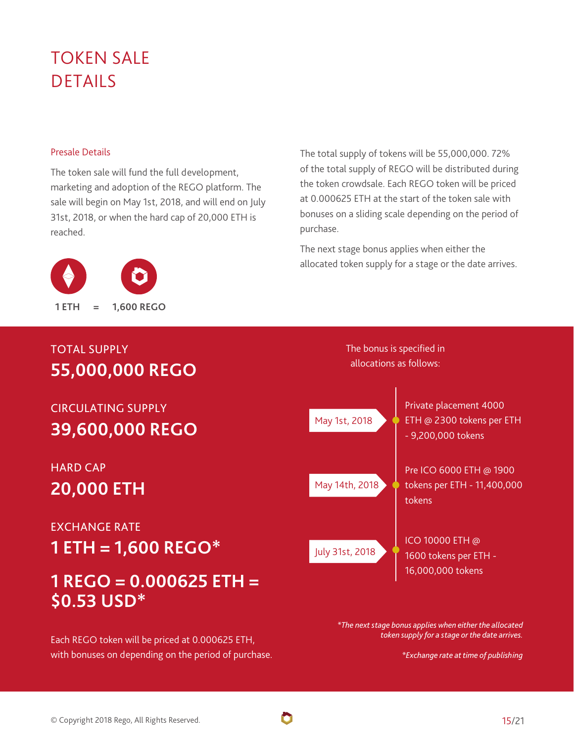# TOKEN SALE DETAILS

## Presale Details

The token sale will fund the full development, marketing and adoption of the REGO platform. The sale will begin on May 1st, 2018, and will end on July 31st, 2018, or when the hard cap of 20,000 ETH is reached.

1 ETH = 1,600 REGO

The total supply of tokens will be 55,000,000. 72% of the total supply of REGO will be distributed during the token crowdsale. Each REGO token will be priced at 0.000625 ETH at the start of the token sale with bonuses on a sliding scale depending on the period of purchase.

The next stage bonus applies when either the allocated token supply for a stage or the date arrives.

TOTAL SUPPLY

**55,000,000 REGO**

CIRCULATING SUPPLY

**39,600,000 REGO**

HARD CAP

**20,000 ETH**

EXCHANGE RATE

**1 ETH = 1,600 REGO***

**1 REGO = 0.000625 ETH = $0.53 USD***

Each REGO token will be priced at 0.000625 ETH, with bonuses on depending on the period of purchase.

The bonus is specified in allocations as follows:

- **May 1st, 2018** — Private placement 4000 ETH @ 2300 tokens per ETH - 9,200,000 tokens
- **May 14th, 2018** — Pre ICO 6000 ETH @ 1900 tokens per ETH - 11,400,000 tokens
- **July 31st, 2018** — ICO 10000 ETH @ 1600 tokens per ETH - 16,000,000 tokens

*\*The next stage bonus applies when either the allocated token supply for a stage or the date arrives.*

*\*Exchange rate at time of publishing*

© Copyright 2018 Rego, All Rights Reserved.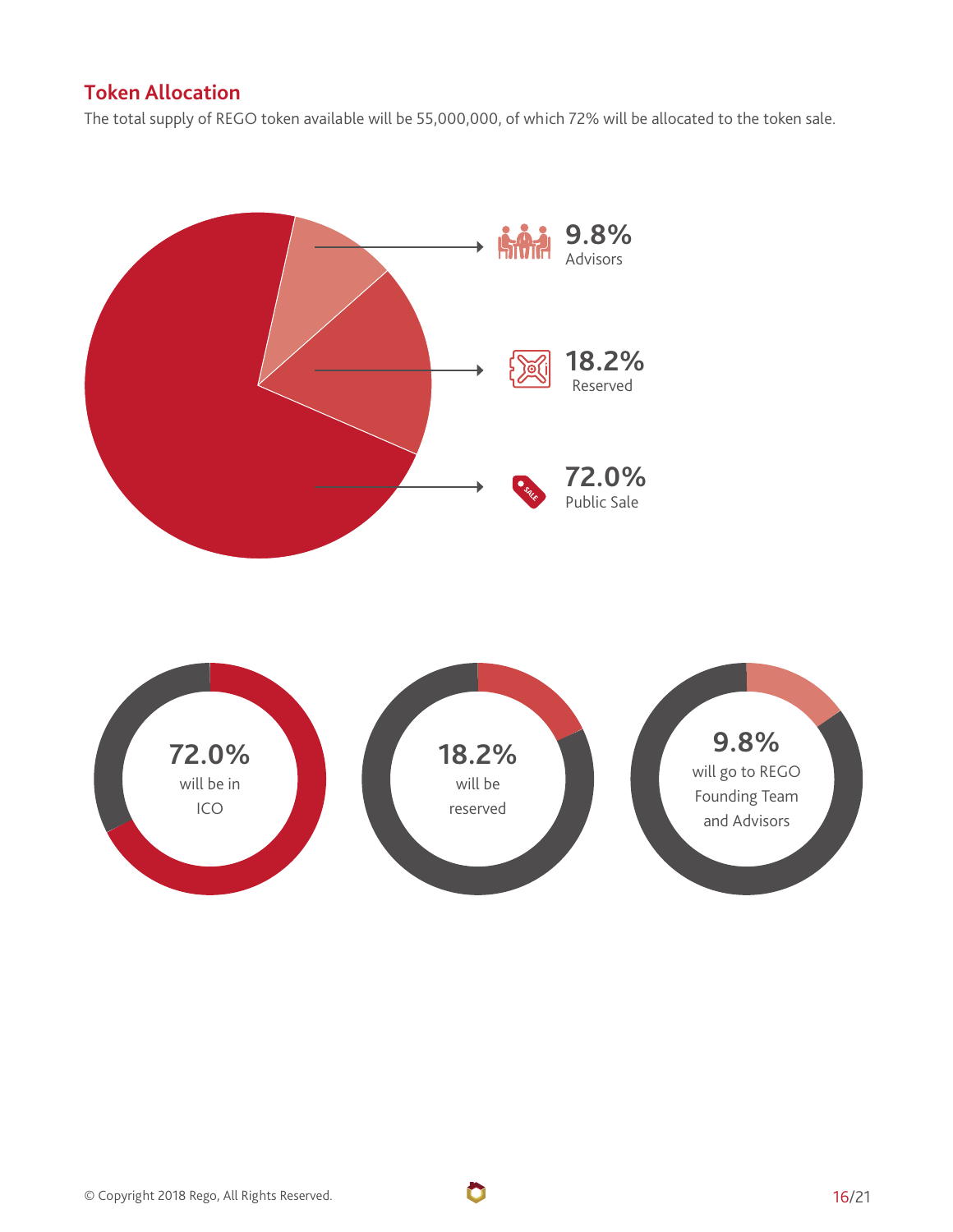## Token Allocation

The total supply of REGO token available will be 55,000,000, of which 72% will be allocated to the token sale.

**9.8%**
Advisors

**18.2%**
Reserved

**72.0%**
Public Sale

**72.0%**
will be in ICO

**18.2%**
will be reserved

**9.8%**
will go to REGO Founding Team and Advisors

© Copyright 2018 Rego, All Rights Reserved.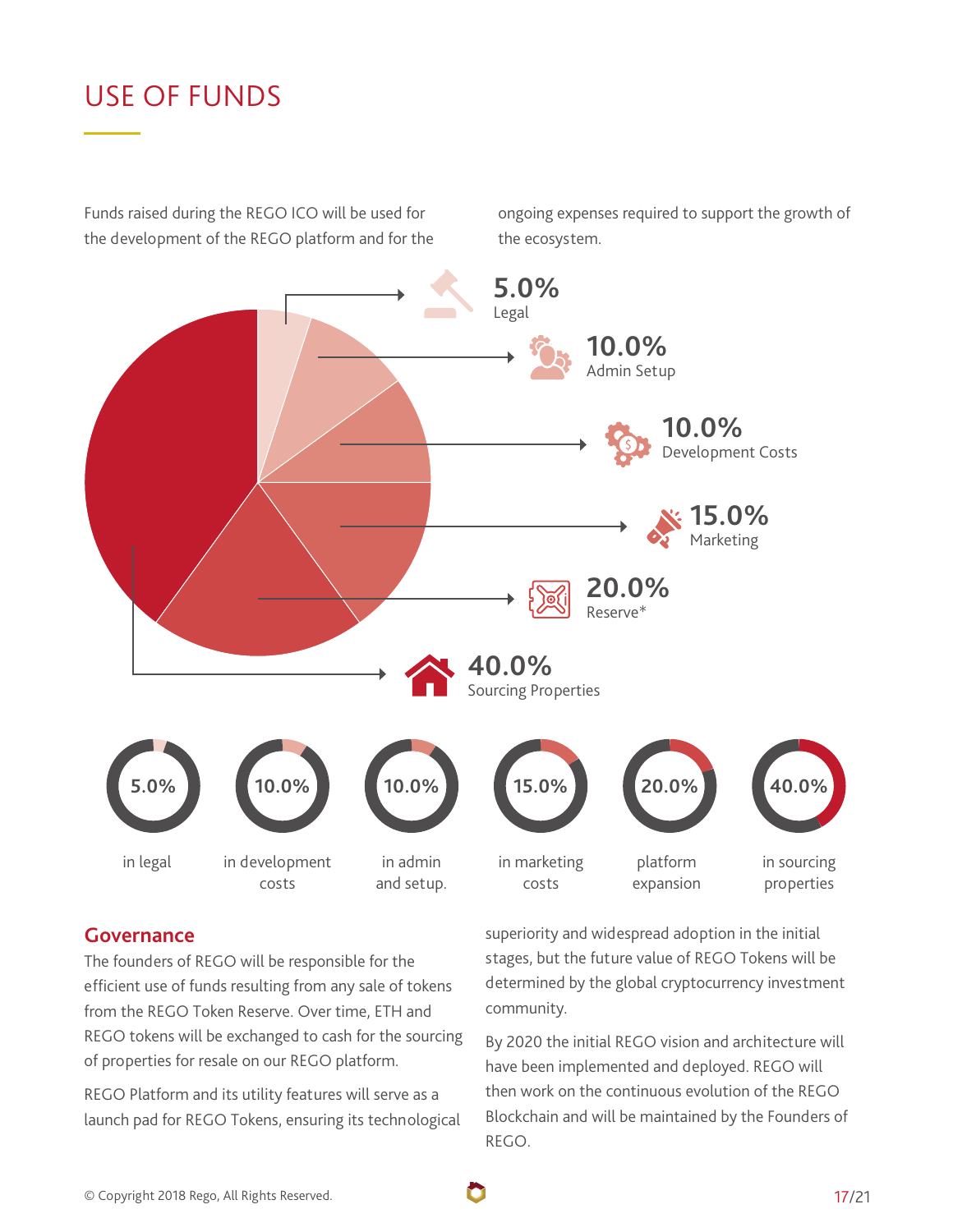# USE OF FUNDS

Funds raised during the REGO ICO will be used for the development of the REGO platform and for the ongoing expenses required to support the growth of the ecosystem.

5.0%
Legal

10.0%
Admin Setup

10.0%
Development Costs

15.0%
Marketing

20.0%
Reserve*

40.0%
Sourcing Properties

5.0% in legal

10.0% in development costs

10.0% in admin and setup.

15.0% in marketing costs

20.0% platform expansion

40.0% in sourcing properties

## Governance

The founders of REGO will be responsible for the efficient use of funds resulting from any sale of tokens from the REGO Token Reserve. Over time, ETH and REGO tokens will be exchanged to cash for the sourcing of properties for resale on our REGO platform.

REGO Platform and its utility features will serve as a launch pad for REGO Tokens, ensuring its technological superiority and widespread adoption in the initial stages, but the future value of REGO Tokens will be determined by the global cryptocurrency investment community.

By 2020 the initial REGO vision and architecture will have been implemented and deployed. REGO will then work on the continuous evolution of the REGO Blockchain and will be maintained by the Founders of REGO.

© Copyright 2018 Rego, All Rights Reserved.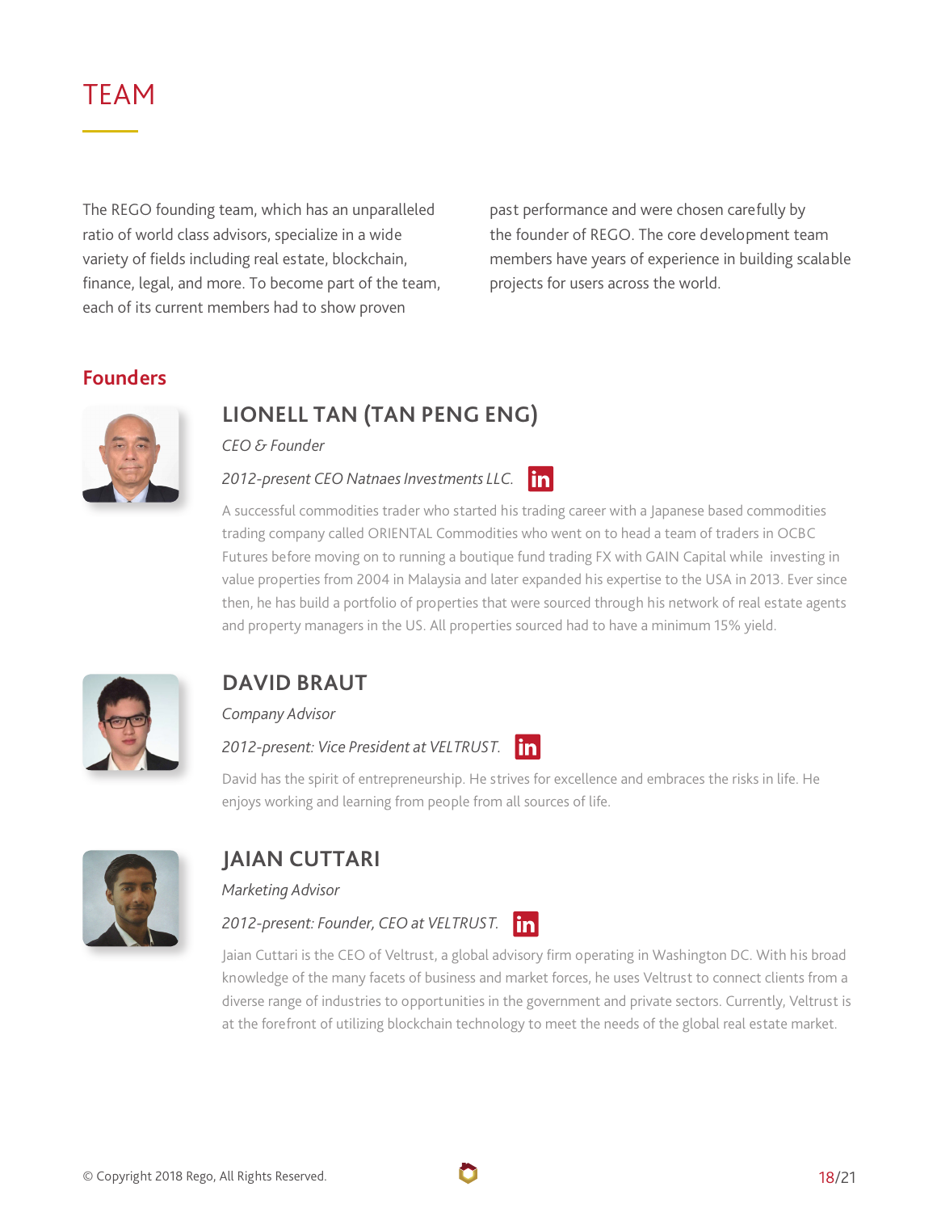# TEAM

The REGO founding team, which has an unparalleled ratio of world class advisors, specialize in a wide variety of fields including real estate, blockchain, finance, legal, and more. To become part of the team, each of its current members had to show proven past performance and were chosen carefully by the founder of REGO. The core development team members have years of experience in building scalable projects for users across the world.

## Founders

### LIONELL TAN (TAN PENG ENG)

*CEO & Founder*

*2012-present CEO Natnaes Investments LLC.*

A successful commodities trader who started his trading career with a Japanese based commodities trading company called ORIENTAL Commodities who went on to head a team of traders in OCBC Futures before moving on to running a boutique fund trading FX with GAIN Capital while investing in value properties from 2004 in Malaysia and later expanded his expertise to the USA in 2013. Ever since then, he has build a portfolio of properties that were sourced through his network of real estate agents and property managers in the US. All properties sourced had to have a minimum 15% yield.

### DAVID BRAUT

*Company Advisor*

*2012-present: Vice President at VELTRUST.*

David has the spirit of entrepreneurship. He strives for excellence and embraces the risks in life. He enjoys working and learning from people from all sources of life.

### JAIAN CUTTARI

*Marketing Advisor*

*2012-present: Founder, CEO at VELTRUST.*

Jaian Cuttari is the CEO of Veltrust, a global advisory firm operating in Washington DC. With his broad knowledge of the many facets of business and market forces, he uses Veltrust to connect clients from a diverse range of industries to opportunities in the government and private sectors. Currently, Veltrust is at the forefront of utilizing blockchain technology to meet the needs of the global real estate market.

© Copyright 2018 Rego, All Rights Reserved.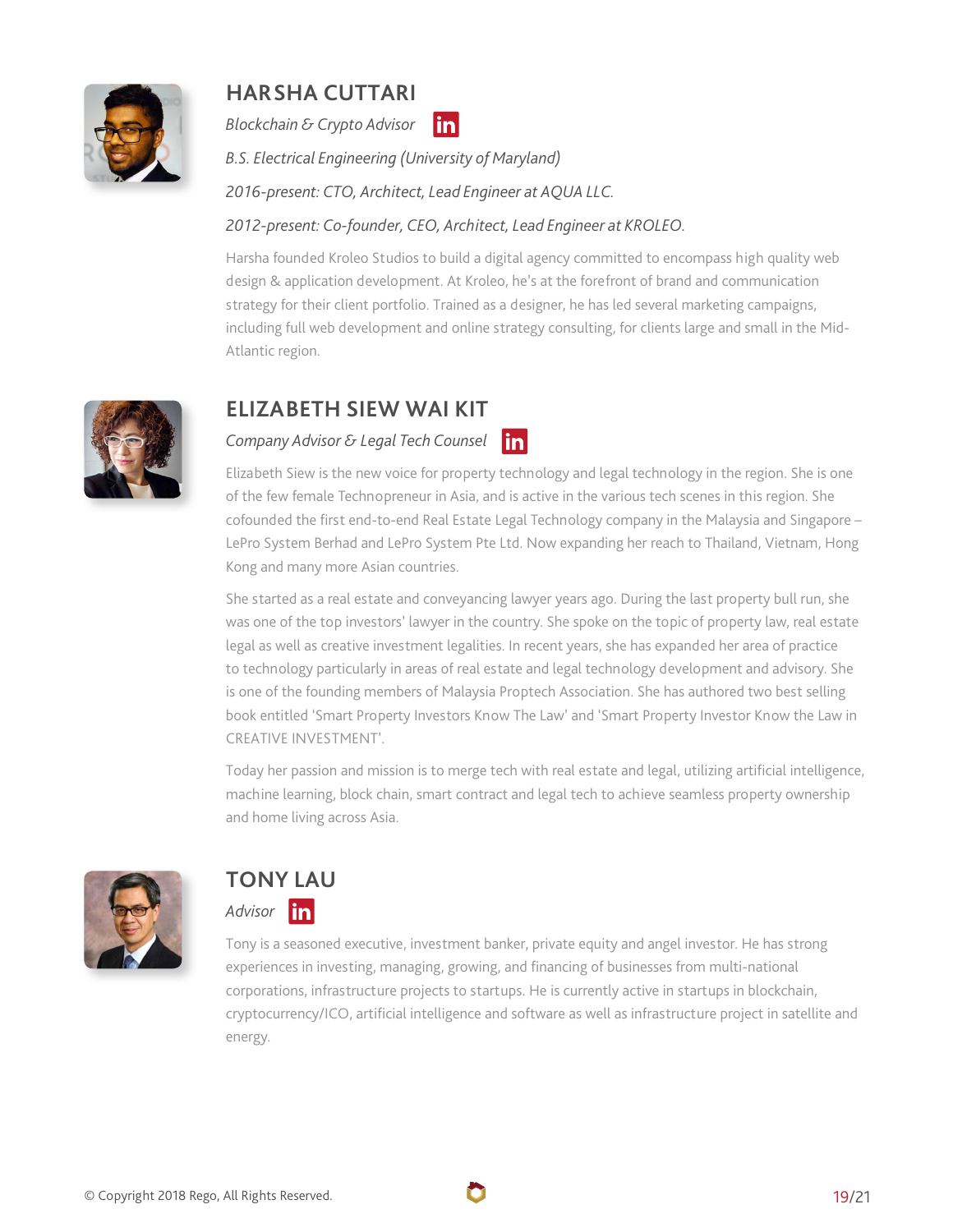## HARSHA CUTTARI

*Blockchain & Crypto Advisor*

*B.S. Electrical Engineering (University of Maryland)*

*2016-present: CTO, Architect, Lead Engineer at AQUA LLC.*

*2012-present: Co-founder, CEO, Architect, Lead Engineer at KROLEO.*

Harsha founded Kroleo Studios to build a digital agency committed to encompass high quality web design & application development. At Kroleo, he's at the forefront of brand and communication strategy for their client portfolio. Trained as a designer, he has led several marketing campaigns, including full web development and online strategy consulting, for clients large and small in the Mid-Atlantic region.

## ELIZABETH SIEW WAI KIT

*Company Advisor & Legal Tech Counsel*

Elizabeth Siew is the new voice for property technology and legal technology in the region. She is one of the few female Technopreneur in Asia, and is active in the various tech scenes in this region. She cofounded the first end-to-end Real Estate Legal Technology company in the Malaysia and Singapore – LePro System Berhad and LePro System Pte Ltd. Now expanding her reach to Thailand, Vietnam, Hong Kong and many more Asian countries.

She started as a real estate and conveyancing lawyer years ago. During the last property bull run, she was one of the top investors' lawyer in the country. She spoke on the topic of property law, real estate legal as well as creative investment legalities. In recent years, she has expanded her area of practice to technology particularly in areas of real estate and legal technology development and advisory. She is one of the founding members of Malaysia Proptech Association. She has authored two best selling book entitled 'Smart Property Investors Know The Law' and 'Smart Property Investor Know the Law in CREATIVE INVESTMENT'.

Today her passion and mission is to merge tech with real estate and legal, utilizing artificial intelligence, machine learning, block chain, smart contract and legal tech to achieve seamless property ownership and home living across Asia.

## TONY LAU

*Advisor*

Tony is a seasoned executive, investment banker, private equity and angel investor. He has strong experiences in investing, managing, growing, and financing of businesses from multi-national corporations, infrastructure projects to startups. He is currently active in startups in blockchain, cryptocurrency/ICO, artificial intelligence and software as well as infrastructure project in satellite and energy.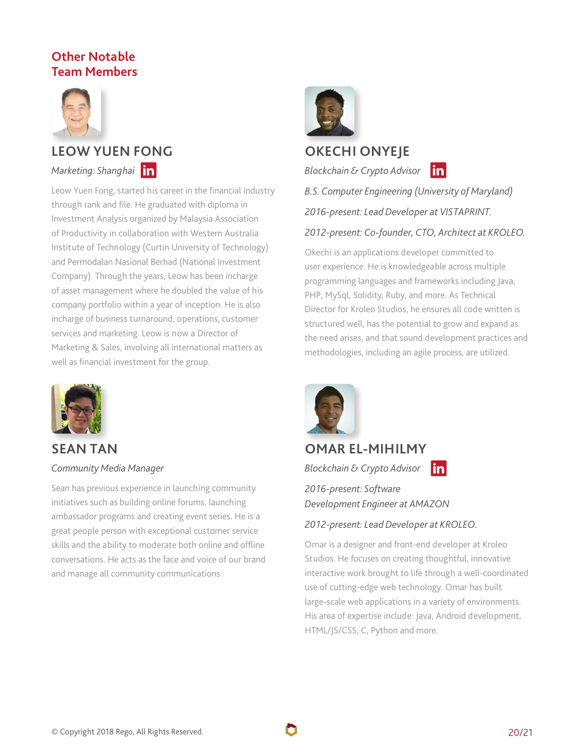## Other Notable Team Members

### LEOW YUEN FONG

*Marketing: Shanghai*

Leow Yuen Fong, started his career in the financial industry through rank and file. He graduated with diploma in Investment Analysis organized by Malaysia Association of Productivity in collaboration with Western Australia Institute of Technology (Curtin University of Technology) and Permodalan Nasional Berhad (National Investment Company). Through the years, Leow has been incharge of asset management where he doubled the value of his company portfolio within a year of inception. He is also incharge of business turnaround, operations, customer services and marketing. Leow is now a Director of Marketing & Sales, involving all international matters as well as financial investment for the group.

### OKECHI ONYEJE

*Blockchain & Crypto Advisor*

*B.S. Computer Engineering (University of Maryland)*

*2016-present: Lead Developer at VISTAPRINT.*

*2012-present: Co-founder, CTO, Architect at KROLEO.*

Okechi is an applications developer committed to user experience. He is knowledgeable across multiple programming languages and frameworks including Java, PHP, MySql, Solidity, Ruby, and more. As Technical Director for Kroleo Studios, he ensures all code written is structured well, has the potential to grow and expand as the need arises, and that sound development practices and methodologies, including an agile process, are utilized.

### SEAN TAN

*Community Media Manager*

Sean has previous experience in launching community initiatives such as building online forums, launching ambassador programs and creating event series. He is a great people person with exceptional customer service skills and the ability to moderate both online and offline conversations. He acts as the face and voice of our brand and manage all community communications.

### OMAR EL-MIHILMY

*Blockchain & Crypto Advisor*

*2016-present: Software Development Engineer at AMAZON*

*2012-present: Lead Developer at KROLEO.*

Omar is a designer and front-end developer at Kroleo Studios. He focuses on creating thoughtful, innovative interactive work brought to life through a well-coordinated use of cutting-edge web technology. Omar has built large-scale web applications in a variety of environments. His area of expertise include: Java, Android development, HTML/JS/CSS, C, Python and more.

© Copyright 2018 Rego, All Rights Reserved.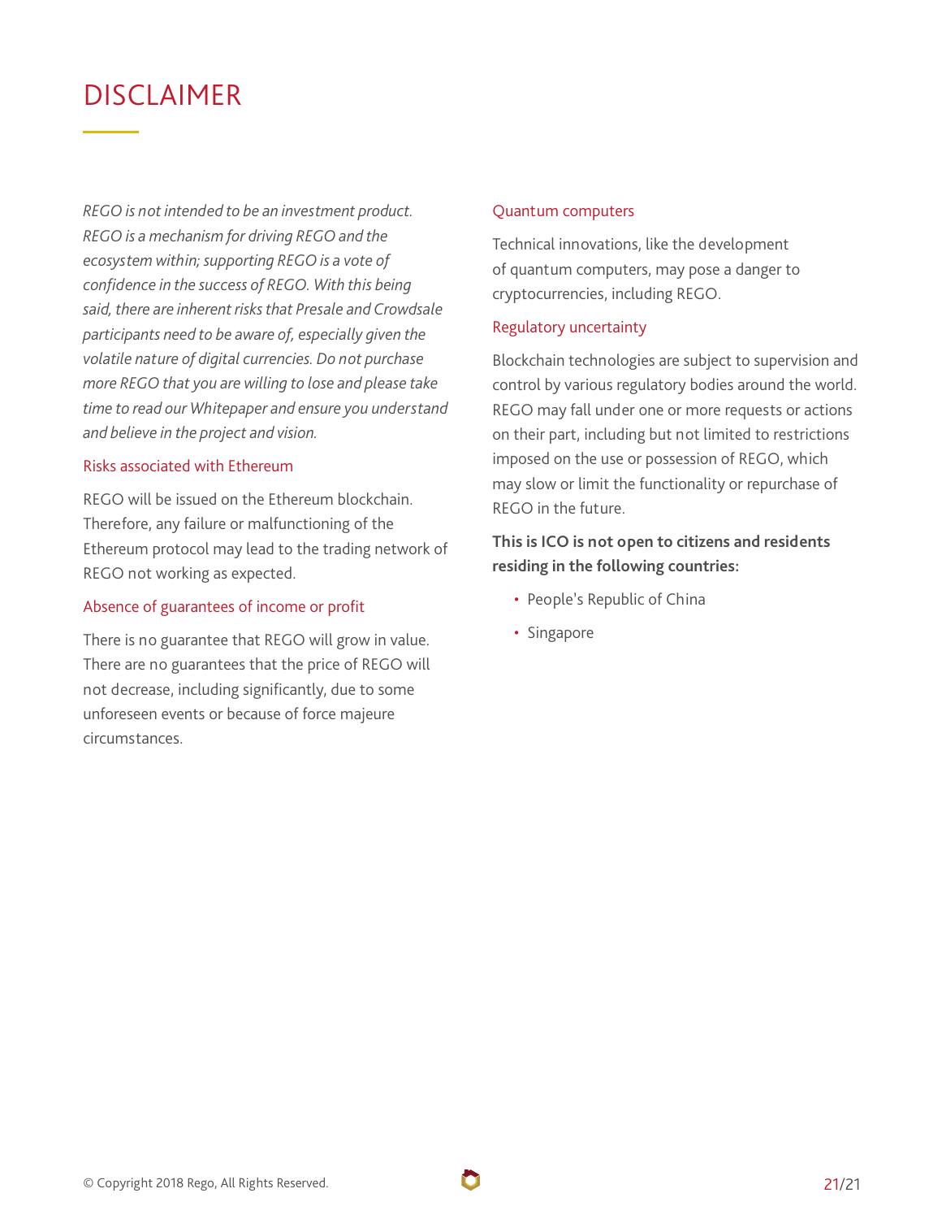# DISCLAIMER

*REGO is not intended to be an investment product. REGO is a mechanism for driving REGO and the ecosystem within; supporting REGO is a vote of confidence in the success of REGO. With this being said, there are inherent risks that Presale and Crowdsale participants need to be aware of, especially given the volatile nature of digital currencies. Do not purchase more REGO that you are willing to lose and please take time to read our Whitepaper and ensure you understand and believe in the project and vision.*

### Risks associated with Ethereum

REGO will be issued on the Ethereum blockchain. Therefore, any failure or malfunctioning of the Ethereum protocol may lead to the trading network of REGO not working as expected.

### Absence of guarantees of income or profit

There is no guarantee that REGO will grow in value. There are no guarantees that the price of REGO will not decrease, including significantly, due to some unforeseen events or because of force majeure circumstances.

### Quantum computers

Technical innovations, like the development of quantum computers, may pose a danger to cryptocurrencies, including REGO.

### Regulatory uncertainty

Blockchain technologies are subject to supervision and control by various regulatory bodies around the world. REGO may fall under one or more requests or actions on their part, including but not limited to restrictions imposed on the use or possession of REGO, which may slow or limit the functionality or repurchase of REGO in the future.

**This is ICO is not open to citizens and residents residing in the following countries:**

- People's Republic of China
- Singapore

© Copyright 2018 Rego, All Rights Reserved.